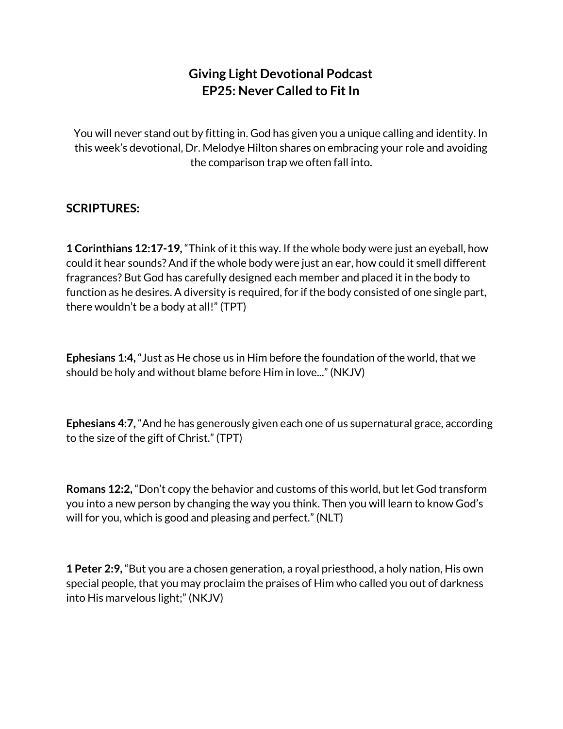# Giving Light Devotional Podcast
# EP25: Never Called to Fit In

You will never stand out by fitting in. God has given you a unique calling and identity. In this week's devotional, Dr. Melodye Hilton shares on embracing your role and avoiding the comparison trap we often fall into.

## SCRIPTURES:

**1 Corinthians 12:17-19,** "Think of it this way. If the whole body were just an eyeball, how could it hear sounds? And if the whole body were just an ear, how could it smell different fragrances? But God has carefully designed each member and placed it in the body to function as he desires. A diversity is required, for if the body consisted of one single part, there wouldn't be a body at all!" (TPT)

**Ephesians 1:4,** "Just as He chose us in Him before the foundation of the world, that we should be holy and without blame before Him in love..." (NKJV)

**Ephesians 4:7,** "And he has generously given each one of us supernatural grace, according to the size of the gift of Christ." (TPT)

**Romans 12:2,** "Don't copy the behavior and customs of this world, but let God transform you into a new person by changing the way you think. Then you will learn to know God's will for you, which is good and pleasing and perfect." (NLT)

**1 Peter 2:9,** "But you are a chosen generation, a royal priesthood, a holy nation, His own special people, that you may proclaim the praises of Him who called you out of darkness into His marvelous light;" (NKJV)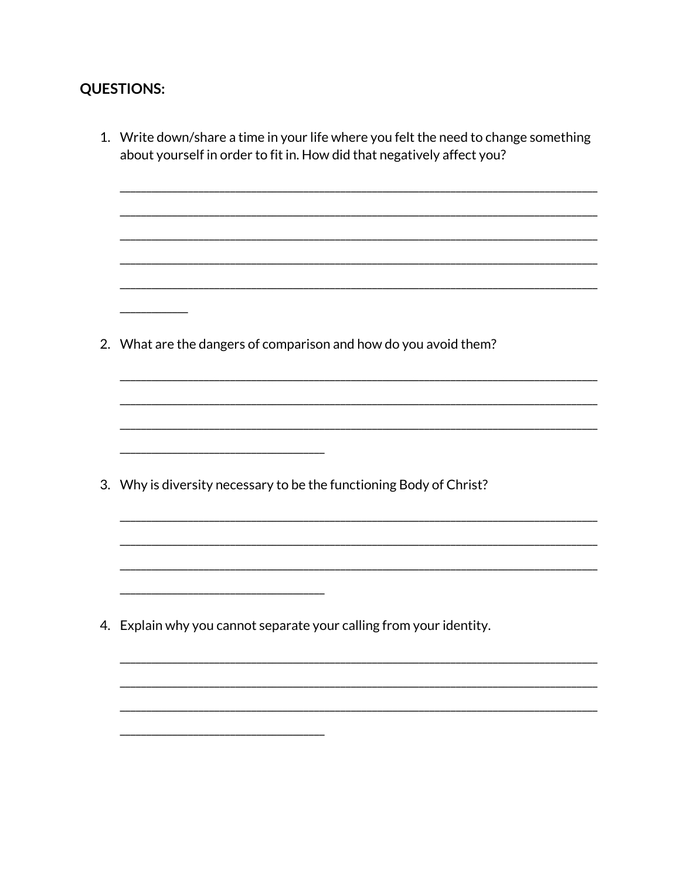**QUESTIONS:**

1. Write down/share a time in your life where you felt the need to change something about yourself in order to fit in. How did that negatively affect you?

   ______________________________________________________________________________

   ______________________________________________________________________________

   ______________________________________________________________________________

   ______________________________________________________________________________

   ______________________________________________________________________________

   __________

2. What are the dangers of comparison and how do you avoid them?

   ______________________________________________________________________________

   ______________________________________________________________________________

   ______________________________________________________________________________

   ______________________________

3. Why is diversity necessary to be the functioning Body of Christ?

   ______________________________________________________________________________

   ______________________________________________________________________________

   ______________________________________________________________________________

   ______________________________

4. Explain why you cannot separate your calling from your identity.

   ______________________________________________________________________________

   ______________________________________________________________________________

   ______________________________________________________________________________

   ______________________________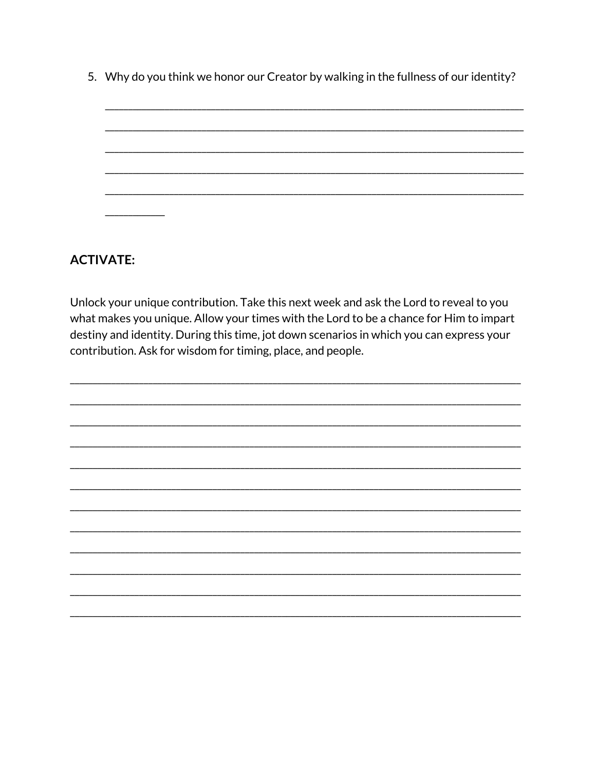5. Why do you think we honor our Creator by walking in the fullness of our identity?

    ______________________________________________________________________________

    ______________________________________________________________________________

    ______________________________________________________________________________

    ______________________________________________________________________________

    ______________________________________________________________________________

    ___________

**ACTIVATE:**

Unlock your unique contribution. Take this next week and ask the Lord to reveal to you what makes you unique. Allow your times with the Lord to be a chance for Him to impart destiny and identity. During this time, jot down scenarios in which you can express your contribution. Ask for wisdom for timing, place, and people.

______________________________________________________________________________

______________________________________________________________________________

______________________________________________________________________________

______________________________________________________________________________

______________________________________________________________________________

______________________________________________________________________________

______________________________________________________________________________

______________________________________________________________________________

______________________________________________________________________________

______________________________________________________________________________

______________________________________________________________________________

______________________________________________________________________________